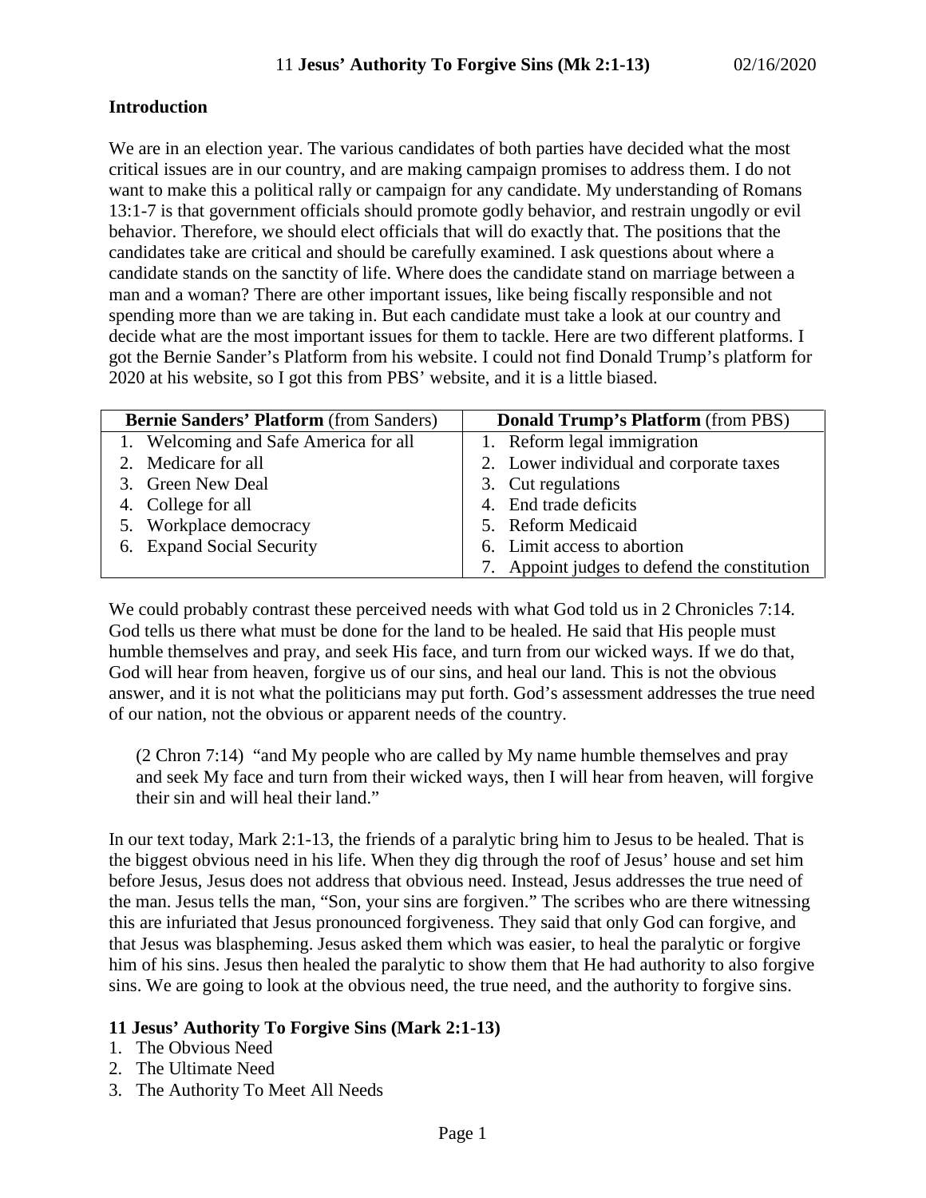# 11 **Jesus' Authority To Forgive Sins (Mk 2:1-13)** 02/16/2020

## Introduction

We are in an election year. The various candidates of both parties have decided what the most critical issues are in our country, and are making campaign promises to address them. I do not want to make this a political rally or campaign for any candidate. My understanding of Romans 13:1-7 is that government officials should promote godly behavior, and restrain ungodly or evil behavior. Therefore, we should elect officials that will do exactly that. The positions that the candidates take are critical and should be carefully examined. I ask questions about where a candidate stands on the sanctity of life. Where does the candidate stand on marriage between a man and a woman? There are other important issues, like being fiscally responsible and not spending more than we are taking in. But each candidate must take a look at our country and decide what are the most important issues for them to tackle. Here are two different platforms. I got the Bernie Sander's Platform from his website. I could not find Donald Trump's platform for 2020 at his website, so I got this from PBS' website, and it is a little biased.

| **Bernie Sanders' Platform** (from Sanders) | **Donald Trump's Platform** (from PBS) |
|---|---|
| 1. Welcoming and Safe America for all | 1. Reform legal immigration |
| 2. Medicare for all | 2. Lower individual and corporate taxes |
| 3. Green New Deal | 3. Cut regulations |
| 4. College for all | 4. End trade deficits |
| 5. Workplace democracy | 5. Reform Medicaid |
| 6. Expand Social Security | 6. Limit access to abortion |
| | 7. Appoint judges to defend the constitution |

We could probably contrast these perceived needs with what God told us in 2 Chronicles 7:14. God tells us there what must be done for the land to be healed. He said that His people must humble themselves and pray, and seek His face, and turn from our wicked ways. If we do that, God will hear from heaven, forgive us of our sins, and heal our land. This is not the obvious answer, and it is not what the politicians may put forth. God's assessment addresses the true need of our nation, not the obvious or apparent needs of the country.

> (2 Chron 7:14) "and My people who are called by My name humble themselves and pray and seek My face and turn from their wicked ways, then I will hear from heaven, will forgive their sin and will heal their land."

In our text today, Mark 2:1-13, the friends of a paralytic bring him to Jesus to be healed. That is the biggest obvious need in his life. When they dig through the roof of Jesus' house and set him before Jesus, Jesus does not address that obvious need. Instead, Jesus addresses the true need of the man. Jesus tells the man, "Son, your sins are forgiven." The scribes who are there witnessing this are infuriated that Jesus pronounced forgiveness. They said that only God can forgive, and that Jesus was blaspheming. Jesus asked them which was easier, to heal the paralytic or forgive him of his sins. Jesus then healed the paralytic to show them that He had authority to also forgive sins. We are going to look at the obvious need, the true need, and the authority to forgive sins.

**11 Jesus' Authority To Forgive Sins (Mark 2:1-13)**
1. The Obvious Need
2. The Ultimate Need
3. The Authority To Meet All Needs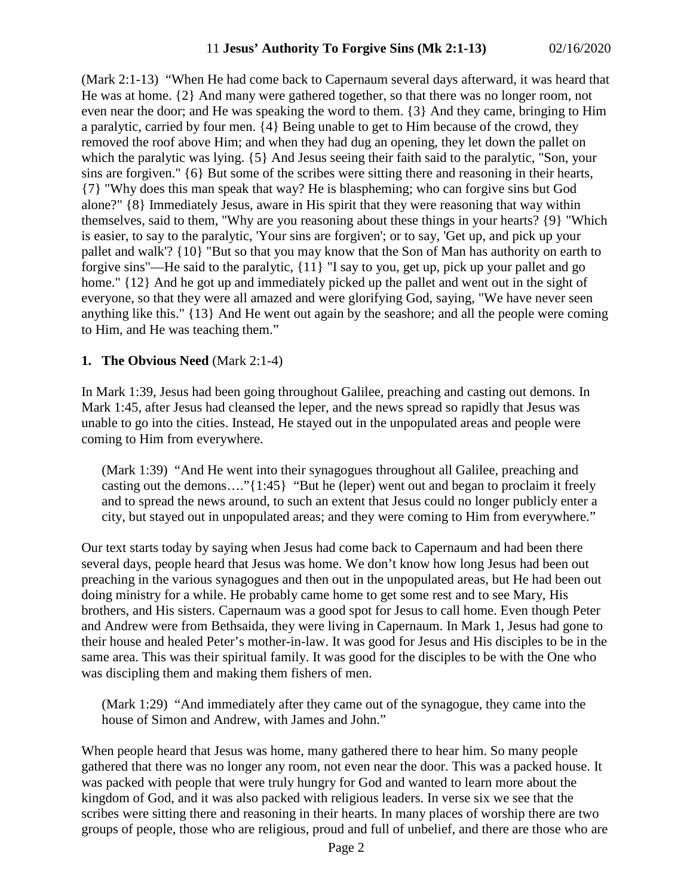(Mark 2:1-13) "When He had come back to Capernaum several days afterward, it was heard that He was at home. {2} And many were gathered together, so that there was no longer room, not even near the door; and He was speaking the word to them. {3} And they came, bringing to Him a paralytic, carried by four men. {4} Being unable to get to Him because of the crowd, they removed the roof above Him; and when they had dug an opening, they let down the pallet on which the paralytic was lying. {5} And Jesus seeing their faith said to the paralytic, "Son, your sins are forgiven." {6} But some of the scribes were sitting there and reasoning in their hearts, {7} "Why does this man speak that way? He is blaspheming; who can forgive sins but God alone?" {8} Immediately Jesus, aware in His spirit that they were reasoning that way within themselves, said to them, "Why are you reasoning about these things in your hearts? {9} "Which is easier, to say to the paralytic, 'Your sins are forgiven'; or to say, 'Get up, and pick up your pallet and walk'? {10} "But so that you may know that the Son of Man has authority on earth to forgive sins"—He said to the paralytic, {11} "I say to you, get up, pick up your pallet and go home." {12} And he got up and immediately picked up the pallet and went out in the sight of everyone, so that they were all amazed and were glorifying God, saying, "We have never seen anything like this." {13} And He went out again by the seashore; and all the people were coming to Him, and He was teaching them."

**1. The Obvious Need** (Mark 2:1-4)

In Mark 1:39, Jesus had been going throughout Galilee, preaching and casting out demons. In Mark 1:45, after Jesus had cleansed the leper, and the news spread so rapidly that Jesus was unable to go into the cities. Instead, He stayed out in the unpopulated areas and people were coming to Him from everywhere.

> (Mark 1:39) "And He went into their synagogues throughout all Galilee, preaching and casting out the demons…."{1:45} "But he (leper) went out and began to proclaim it freely and to spread the news around, to such an extent that Jesus could no longer publicly enter a city, but stayed out in unpopulated areas; and they were coming to Him from everywhere."

Our text starts today by saying when Jesus had come back to Capernaum and had been there several days, people heard that Jesus was home. We don't know how long Jesus had been out preaching in the various synagogues and then out in the unpopulated areas, but He had been out doing ministry for a while. He probably came home to get some rest and to see Mary, His brothers, and His sisters. Capernaum was a good spot for Jesus to call home. Even though Peter and Andrew were from Bethsaida, they were living in Capernaum. In Mark 1, Jesus had gone to their house and healed Peter's mother-in-law. It was good for Jesus and His disciples to be in the same area. This was their spiritual family. It was good for the disciples to be with the One who was discipling them and making them fishers of men.

> (Mark 1:29) "And immediately after they came out of the synagogue, they came into the house of Simon and Andrew, with James and John."

When people heard that Jesus was home, many gathered there to hear him. So many people gathered that there was no longer any room, not even near the door. This was a packed house. It was packed with people that were truly hungry for God and wanted to learn more about the kingdom of God, and it was also packed with religious leaders. In verse six we see that the scribes were sitting there and reasoning in their hearts. In many places of worship there are two groups of people, those who are religious, proud and full of unbelief, and there are those who are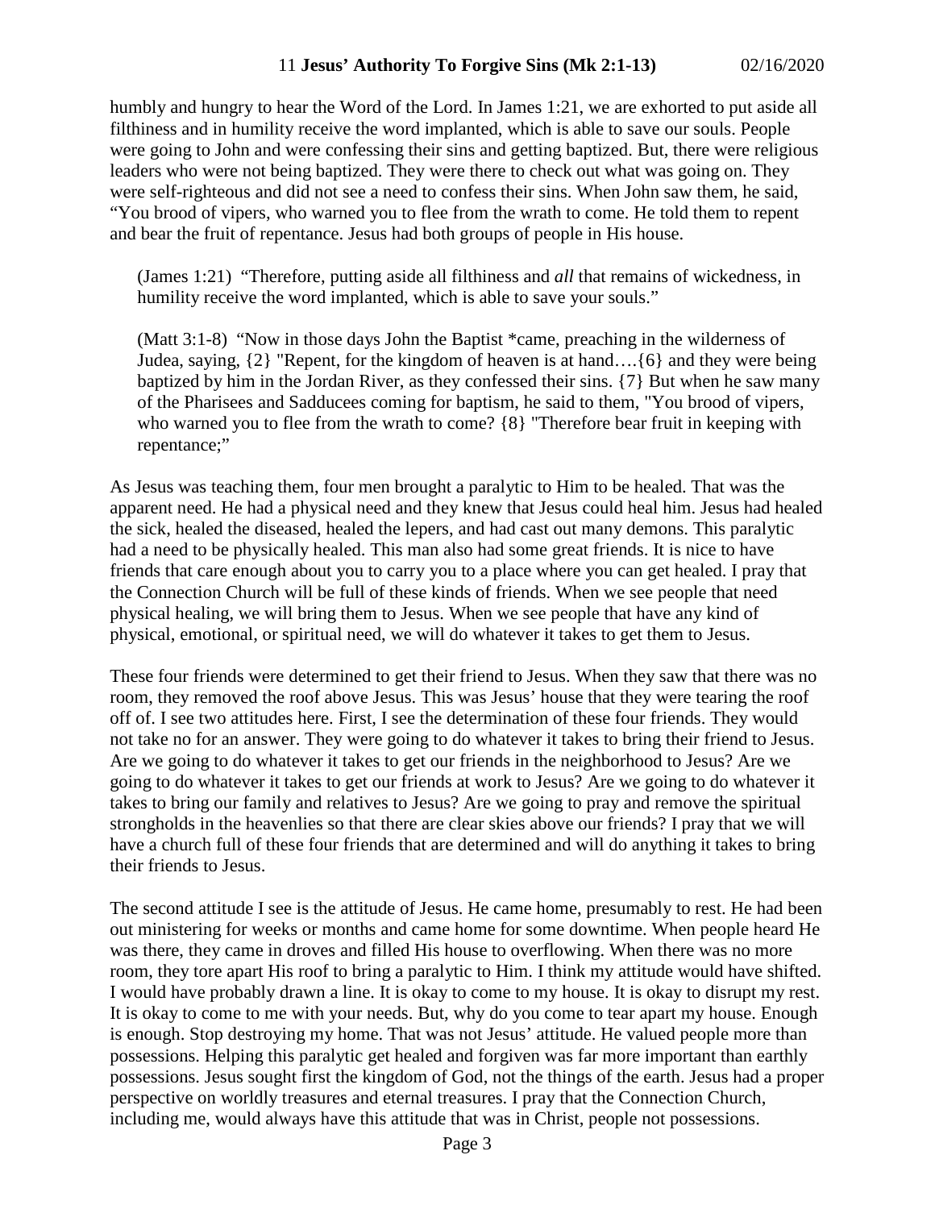humbly and hungry to hear the Word of the Lord. In James 1:21, we are exhorted to put aside all filthiness and in humility receive the word implanted, which is able to save our souls. People were going to John and were confessing their sins and getting baptized. But, there were religious leaders who were not being baptized. They were there to check out what was going on. They were self-righteous and did not see a need to confess their sins. When John saw them, he said, "You brood of vipers, who warned you to flee from the wrath to come. He told them to repent and bear the fruit of repentance. Jesus had both groups of people in His house.

> (James 1:21) "Therefore, putting aside all filthiness and *all* that remains of wickedness, in humility receive the word implanted, which is able to save your souls."

> (Matt 3:1-8) "Now in those days John the Baptist *came, preaching in the wilderness of Judea, saying, {2} "Repent, for the kingdom of heaven is at hand….{6} and they were being baptized by him in the Jordan River, as they confessed their sins. {7} But when he saw many of the Pharisees and Sadducees coming for baptism, he said to them, "You brood of vipers, who warned you to flee from the wrath to come? {8} "Therefore bear fruit in keeping with repentance;"

As Jesus was teaching them, four men brought a paralytic to Him to be healed. That was the apparent need. He had a physical need and they knew that Jesus could heal him. Jesus had healed the sick, healed the diseased, healed the lepers, and had cast out many demons. This paralytic had a need to be physically healed. This man also had some great friends. It is nice to have friends that care enough about you to carry you to a place where you can get healed. I pray that the Connection Church will be full of these kinds of friends. When we see people that need physical healing, we will bring them to Jesus. When we see people that have any kind of physical, emotional, or spiritual need, we will do whatever it takes to get them to Jesus.

These four friends were determined to get their friend to Jesus. When they saw that there was no room, they removed the roof above Jesus. This was Jesus' house that they were tearing the roof off of. I see two attitudes here. First, I see the determination of these four friends. They would not take no for an answer. They were going to do whatever it takes to bring their friend to Jesus. Are we going to do whatever it takes to get our friends in the neighborhood to Jesus? Are we going to do whatever it takes to get our friends at work to Jesus? Are we going to do whatever it takes to bring our family and relatives to Jesus? Are we going to pray and remove the spiritual strongholds in the heavenlies so that there are clear skies above our friends? I pray that we will have a church full of these four friends that are determined and will do anything it takes to bring their friends to Jesus.

The second attitude I see is the attitude of Jesus. He came home, presumably to rest. He had been out ministering for weeks or months and came home for some downtime. When people heard He was there, they came in droves and filled His house to overflowing. When there was no more room, they tore apart His roof to bring a paralytic to Him. I think my attitude would have shifted. I would have probably drawn a line. It is okay to come to my house. It is okay to disrupt my rest. It is okay to come to me with your needs. But, why do you come to tear apart my house. Enough is enough. Stop destroying my home. That was not Jesus' attitude. He valued people more than possessions. Helping this paralytic get healed and forgiven was far more important than earthly possessions. Jesus sought first the kingdom of God, not the things of the earth. Jesus had a proper perspective on worldly treasures and eternal treasures. I pray that the Connection Church, including me, would always have this attitude that was in Christ, people not possessions.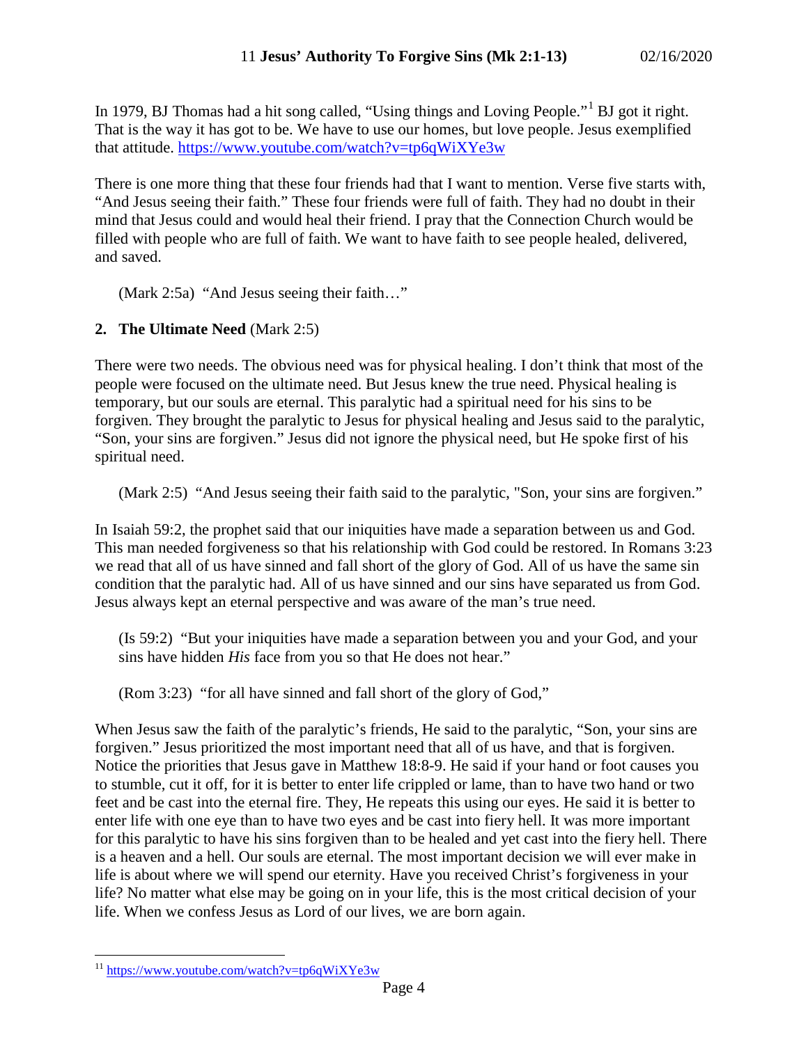In 1979, BJ Thomas had a hit song called, "Using things and Loving People."[11] BJ got it right. That is the way it has got to be. We have to use our homes, but love people. Jesus exemplified that attitude. https://www.youtube.com/watch?v=tp6qWiXYe3w

There is one more thing that these four friends had that I want to mention. Verse five starts with, "And Jesus seeing their faith." These four friends were full of faith. They had no doubt in their mind that Jesus could and would heal their friend. I pray that the Connection Church would be filled with people who are full of faith. We want to have faith to see people healed, delivered, and saved.

> (Mark 2:5a) "And Jesus seeing their faith…"

**2. The Ultimate Need** (Mark 2:5)

There were two needs. The obvious need was for physical healing. I don't think that most of the people were focused on the ultimate need. But Jesus knew the true need. Physical healing is temporary, but our souls are eternal. This paralytic had a spiritual need for his sins to be forgiven. They brought the paralytic to Jesus for physical healing and Jesus said to the paralytic, "Son, your sins are forgiven." Jesus did not ignore the physical need, but He spoke first of his spiritual need.

> (Mark 2:5) "And Jesus seeing their faith said to the paralytic, "Son, your sins are forgiven."

In Isaiah 59:2, the prophet said that our iniquities have made a separation between us and God. This man needed forgiveness so that his relationship with God could be restored. In Romans 3:23 we read that all of us have sinned and fall short of the glory of God. All of us have the same sin condition that the paralytic had. All of us have sinned and our sins have separated us from God. Jesus always kept an eternal perspective and was aware of the man's true need.

> (Is 59:2) "But your iniquities have made a separation between you and your God, and your sins have hidden *His* face from you so that He does not hear."

> (Rom 3:23) "for all have sinned and fall short of the glory of God,"

When Jesus saw the faith of the paralytic's friends, He said to the paralytic, "Son, your sins are forgiven." Jesus prioritized the most important need that all of us have, and that is forgiven. Notice the priorities that Jesus gave in Matthew 18:8-9. He said if your hand or foot causes you to stumble, cut it off, for it is better to enter life crippled or lame, than to have two hand or two feet and be cast into the eternal fire. They, He repeats this using our eyes. He said it is better to enter life with one eye than to have two eyes and be cast into fiery hell. It was more important for this paralytic to have his sins forgiven than to be healed and yet cast into the fiery hell. There is a heaven and a hell. Our souls are eternal. The most important decision we will ever make in life is about where we will spend our eternity. Have you received Christ's forgiveness in your life? No matter what else may be going on in your life, this is the most critical decision of your life. When we confess Jesus as Lord of our lives, we are born again.

---

[11] https://www.youtube.com/watch?v=tp6qWiXYe3w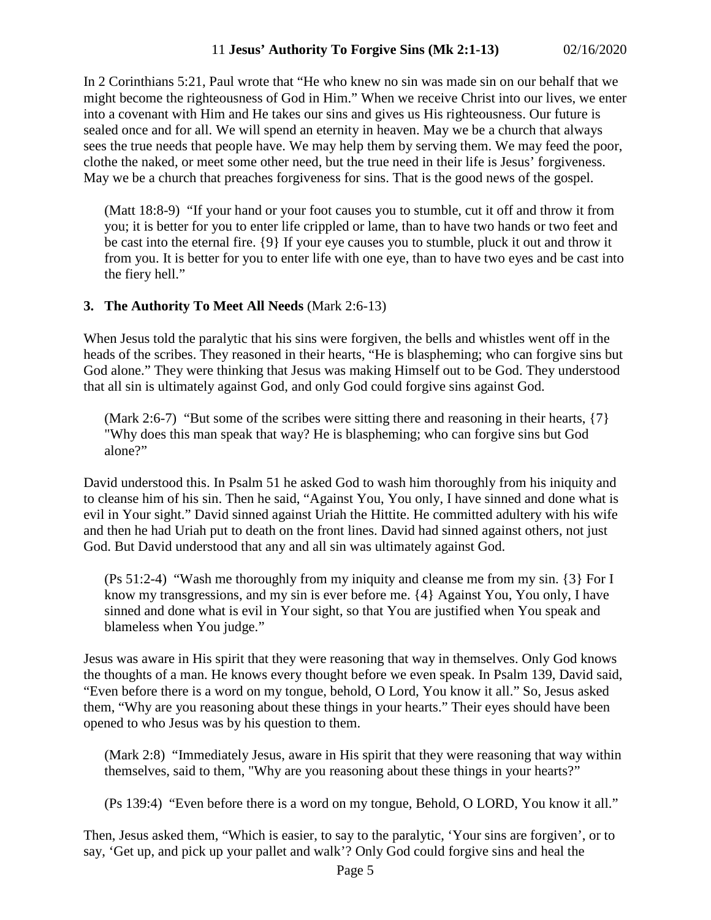In 2 Corinthians 5:21, Paul wrote that "He who knew no sin was made sin on our behalf that we might become the righteousness of God in Him." When we receive Christ into our lives, we enter into a covenant with Him and He takes our sins and gives us His righteousness. Our future is sealed once and for all. We will spend an eternity in heaven. May we be a church that always sees the true needs that people have. We may help them by serving them. We may feed the poor, clothe the naked, or meet some other need, but the true need in their life is Jesus' forgiveness. May we be a church that preaches forgiveness for sins. That is the good news of the gospel.

> (Matt 18:8-9) "If your hand or your foot causes you to stumble, cut it off and throw it from you; it is better for you to enter life crippled or lame, than to have two hands or two feet and be cast into the eternal fire. {9} If your eye causes you to stumble, pluck it out and throw it from you. It is better for you to enter life with one eye, than to have two eyes and be cast into the fiery hell."

**3. The Authority To Meet All Needs** (Mark 2:6-13)

When Jesus told the paralytic that his sins were forgiven, the bells and whistles went off in the heads of the scribes. They reasoned in their hearts, "He is blaspheming; who can forgive sins but God alone." They were thinking that Jesus was making Himself out to be God. They understood that all sin is ultimately against God, and only God could forgive sins against God.

> (Mark 2:6-7) "But some of the scribes were sitting there and reasoning in their hearts, {7} "Why does this man speak that way? He is blaspheming; who can forgive sins but God alone?"

David understood this. In Psalm 51 he asked God to wash him thoroughly from his iniquity and to cleanse him of his sin. Then he said, "Against You, You only, I have sinned and done what is evil in Your sight." David sinned against Uriah the Hittite. He committed adultery with his wife and then he had Uriah put to death on the front lines. David had sinned against others, not just God. But David understood that any and all sin was ultimately against God.

> (Ps 51:2-4) "Wash me thoroughly from my iniquity and cleanse me from my sin. {3} For I know my transgressions, and my sin is ever before me. {4} Against You, You only, I have sinned and done what is evil in Your sight, so that You are justified when You speak and blameless when You judge."

Jesus was aware in His spirit that they were reasoning that way in themselves. Only God knows the thoughts of a man. He knows every thought before we even speak. In Psalm 139, David said, "Even before there is a word on my tongue, behold, O Lord, You know it all." So, Jesus asked them, "Why are you reasoning about these things in your hearts." Their eyes should have been opened to who Jesus was by his question to them.

> (Mark 2:8) "Immediately Jesus, aware in His spirit that they were reasoning that way within themselves, said to them, "Why are you reasoning about these things in your hearts?"

> (Ps 139:4) "Even before there is a word on my tongue, Behold, O LORD, You know it all."

Then, Jesus asked them, "Which is easier, to say to the paralytic, 'Your sins are forgiven', or to say, 'Get up, and pick up your pallet and walk'? Only God could forgive sins and heal the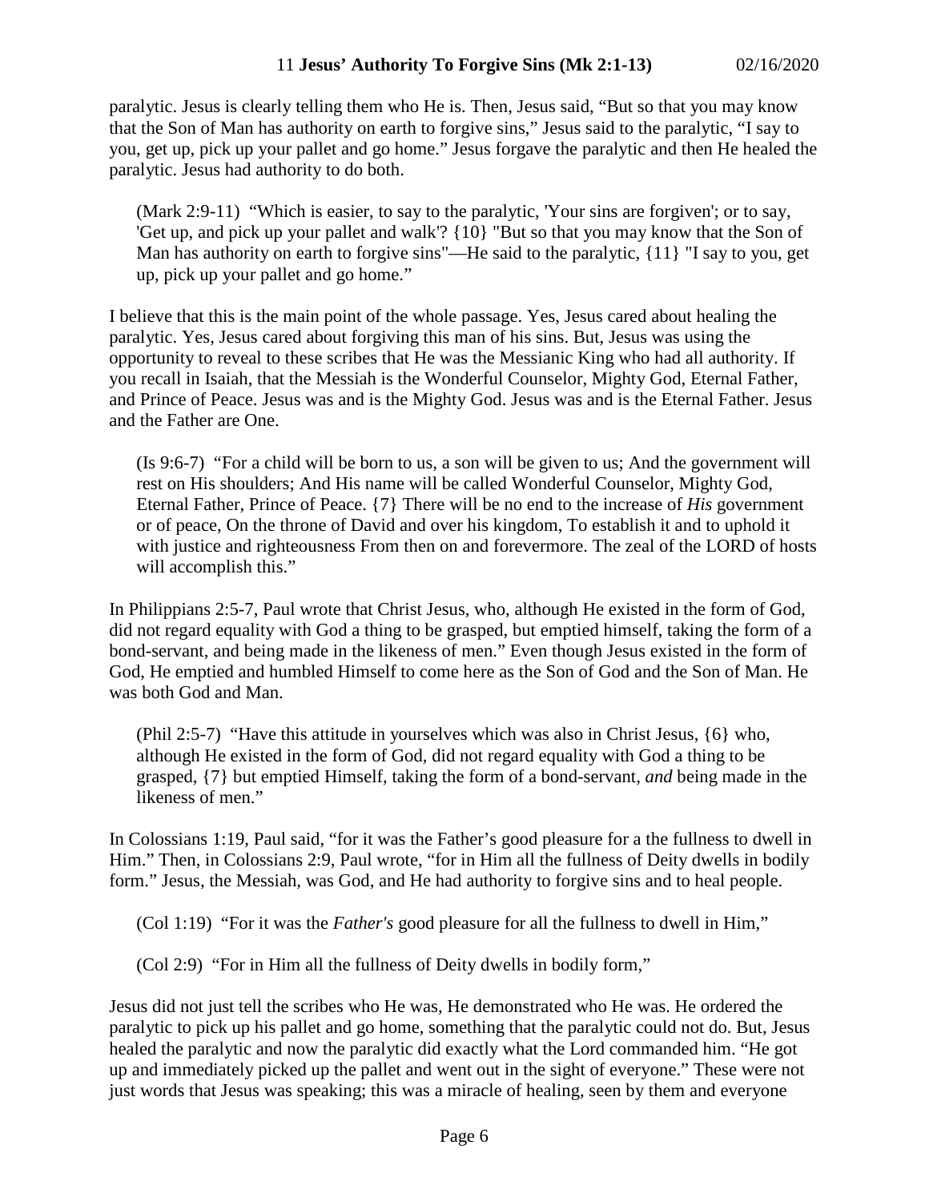paralytic. Jesus is clearly telling them who He is. Then, Jesus said, "But so that you may know that the Son of Man has authority on earth to forgive sins," Jesus said to the paralytic, "I say to you, get up, pick up your pallet and go home." Jesus forgave the paralytic and then He healed the paralytic. Jesus had authority to do both.

> (Mark 2:9-11) "Which is easier, to say to the paralytic, 'Your sins are forgiven'; or to say, 'Get up, and pick up your pallet and walk'? {10} "But so that you may know that the Son of Man has authority on earth to forgive sins"—He said to the paralytic, {11} "I say to you, get up, pick up your pallet and go home."

I believe that this is the main point of the whole passage. Yes, Jesus cared about healing the paralytic. Yes, Jesus cared about forgiving this man of his sins. But, Jesus was using the opportunity to reveal to these scribes that He was the Messianic King who had all authority. If you recall in Isaiah, that the Messiah is the Wonderful Counselor, Mighty God, Eternal Father, and Prince of Peace. Jesus was and is the Mighty God. Jesus was and is the Eternal Father. Jesus and the Father are One.

> (Is 9:6-7) "For a child will be born to us, a son will be given to us; And the government will rest on His shoulders; And His name will be called Wonderful Counselor, Mighty God, Eternal Father, Prince of Peace. {7} There will be no end to the increase of *His* government or of peace, On the throne of David and over his kingdom, To establish it and to uphold it with justice and righteousness From then on and forevermore. The zeal of the LORD of hosts will accomplish this."

In Philippians 2:5-7, Paul wrote that Christ Jesus, who, although He existed in the form of God, did not regard equality with God a thing to be grasped, but emptied himself, taking the form of a bond-servant, and being made in the likeness of men." Even though Jesus existed in the form of God, He emptied and humbled Himself to come here as the Son of God and the Son of Man. He was both God and Man.

> (Phil 2:5-7) "Have this attitude in yourselves which was also in Christ Jesus, {6} who, although He existed in the form of God, did not regard equality with God a thing to be grasped, {7} but emptied Himself, taking the form of a bond-servant, *and* being made in the likeness of men."

In Colossians 1:19, Paul said, "for it was the Father's good pleasure for a the fullness to dwell in Him." Then, in Colossians 2:9, Paul wrote, "for in Him all the fullness of Deity dwells in bodily form." Jesus, the Messiah, was God, and He had authority to forgive sins and to heal people.

> (Col 1:19) "For it was the *Father's* good pleasure for all the fullness to dwell in Him,"

> (Col 2:9) "For in Him all the fullness of Deity dwells in bodily form,"

Jesus did not just tell the scribes who He was, He demonstrated who He was. He ordered the paralytic to pick up his pallet and go home, something that the paralytic could not do. But, Jesus healed the paralytic and now the paralytic did exactly what the Lord commanded him. "He got up and immediately picked up the pallet and went out in the sight of everyone." These were not just words that Jesus was speaking; this was a miracle of healing, seen by them and everyone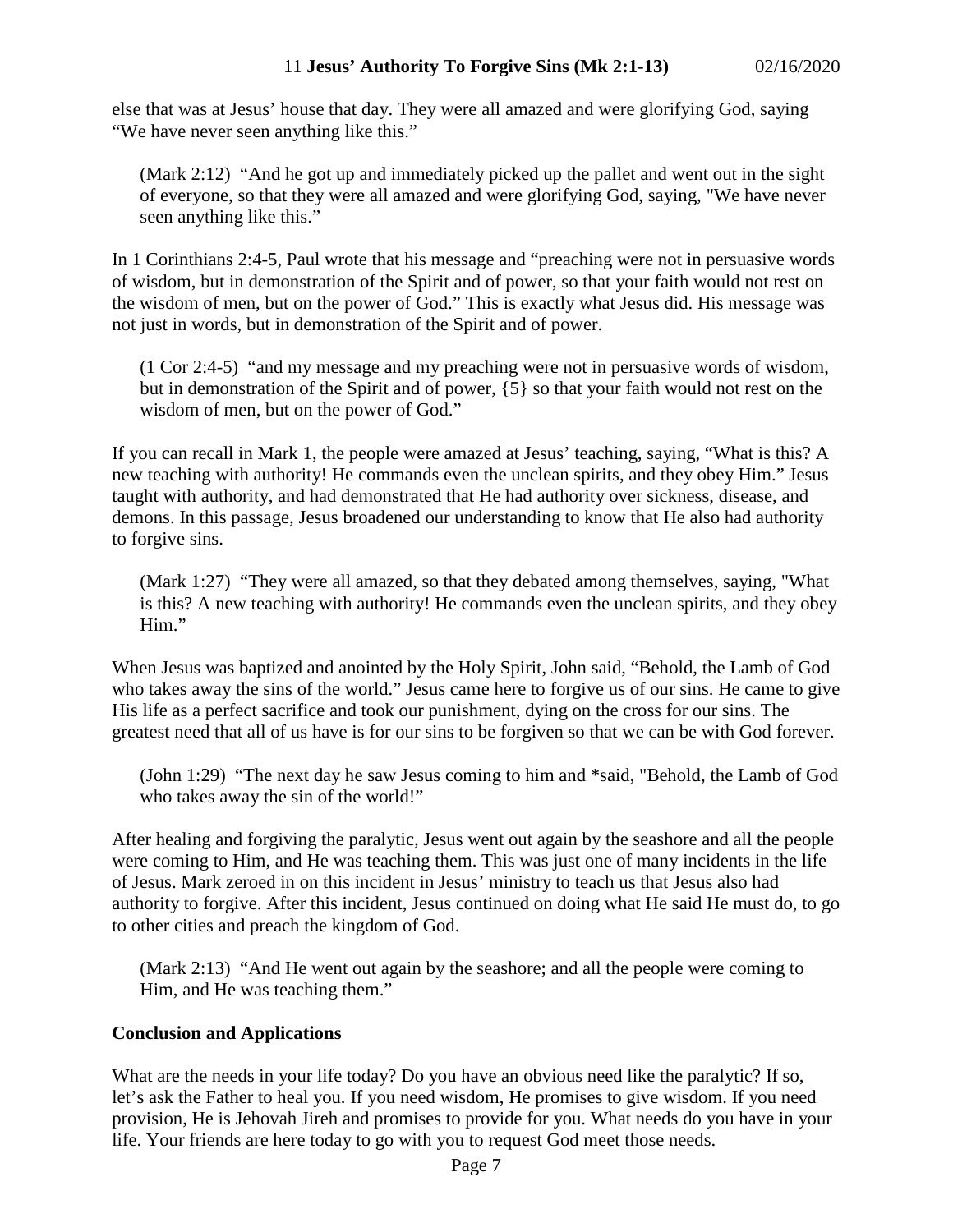else that was at Jesus' house that day. They were all amazed and were glorifying God, saying "We have never seen anything like this."

> (Mark 2:12) "And he got up and immediately picked up the pallet and went out in the sight of everyone, so that they were all amazed and were glorifying God, saying, "We have never seen anything like this."

In 1 Corinthians 2:4-5, Paul wrote that his message and "preaching were not in persuasive words of wisdom, but in demonstration of the Spirit and of power, so that your faith would not rest on the wisdom of men, but on the power of God." This is exactly what Jesus did. His message was not just in words, but in demonstration of the Spirit and of power.

> (1 Cor 2:4-5) "and my message and my preaching were not in persuasive words of wisdom, but in demonstration of the Spirit and of power, {5} so that your faith would not rest on the wisdom of men, but on the power of God."

If you can recall in Mark 1, the people were amazed at Jesus' teaching, saying, "What is this? A new teaching with authority! He commands even the unclean spirits, and they obey Him." Jesus taught with authority, and had demonstrated that He had authority over sickness, disease, and demons. In this passage, Jesus broadened our understanding to know that He also had authority to forgive sins.

> (Mark 1:27) "They were all amazed, so that they debated among themselves, saying, "What is this? A new teaching with authority! He commands even the unclean spirits, and they obey Him."

When Jesus was baptized and anointed by the Holy Spirit, John said, "Behold, the Lamb of God who takes away the sins of the world." Jesus came here to forgive us of our sins. He came to give His life as a perfect sacrifice and took our punishment, dying on the cross for our sins. The greatest need that all of us have is for our sins to be forgiven so that we can be with God forever.

> (John 1:29) "The next day he saw Jesus coming to him and *said, "Behold, the Lamb of God who takes away the sin of the world!"

After healing and forgiving the paralytic, Jesus went out again by the seashore and all the people were coming to Him, and He was teaching them. This was just one of many incidents in the life of Jesus. Mark zeroed in on this incident in Jesus' ministry to teach us that Jesus also had authority to forgive. After this incident, Jesus continued on doing what He said He must do, to go to other cities and preach the kingdom of God.

> (Mark 2:13) "And He went out again by the seashore; and all the people were coming to Him, and He was teaching them."

**Conclusion and Applications**

What are the needs in your life today? Do you have an obvious need like the paralytic? If so, let's ask the Father to heal you. If you need wisdom, He promises to give wisdom. If you need provision, He is Jehovah Jireh and promises to provide for you. What needs do you have in your life. Your friends are here today to go with you to request God meet those needs.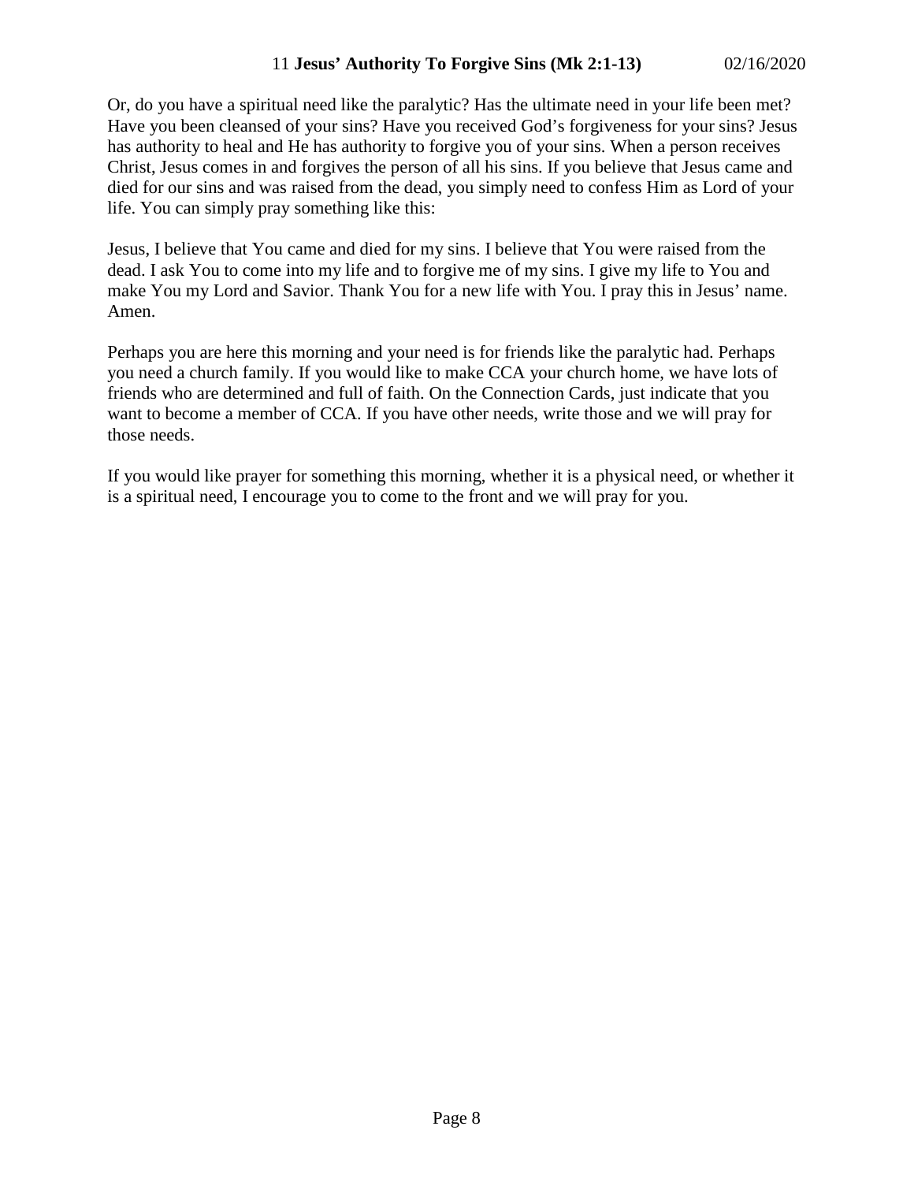Or, do you have a spiritual need like the paralytic? Has the ultimate need in your life been met? Have you been cleansed of your sins? Have you received God's forgiveness for your sins? Jesus has authority to heal and He has authority to forgive you of your sins. When a person receives Christ, Jesus comes in and forgives the person of all his sins. If you believe that Jesus came and died for our sins and was raised from the dead, you simply need to confess Him as Lord of your life. You can simply pray something like this:

Jesus, I believe that You came and died for my sins. I believe that You were raised from the dead. I ask You to come into my life and to forgive me of my sins. I give my life to You and make You my Lord and Savior. Thank You for a new life with You. I pray this in Jesus' name. Amen.

Perhaps you are here this morning and your need is for friends like the paralytic had. Perhaps you need a church family. If you would like to make CCA your church home, we have lots of friends who are determined and full of faith. On the Connection Cards, just indicate that you want to become a member of CCA. If you have other needs, write those and we will pray for those needs.

If you would like prayer for something this morning, whether it is a physical need, or whether it is a spiritual need, I encourage you to come to the front and we will pray for you.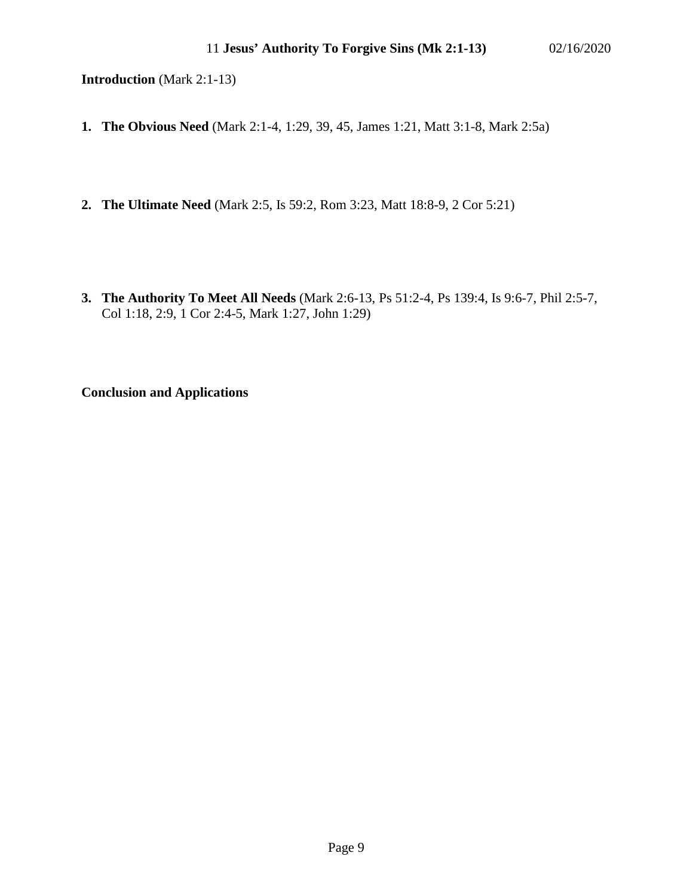11 **Jesus' Authority To Forgive Sins (Mk 2:1-13)** 02/16/2020

**Introduction** (Mark 2:1-13)

1. **The Obvious Need** (Mark 2:1-4, 1:29, 39, 45, James 1:21, Matt 3:1-8, Mark 2:5a)

2. **The Ultimate Need** (Mark 2:5, Is 59:2, Rom 3:23, Matt 18:8-9, 2 Cor 5:21)

3. **The Authority To Meet All Needs** (Mark 2:6-13, Ps 51:2-4, Ps 139:4, Is 9:6-7, Phil 2:5-7, Col 1:18, 2:9, 1 Cor 2:4-5, Mark 1:27, John 1:29)

**Conclusion and Applications**